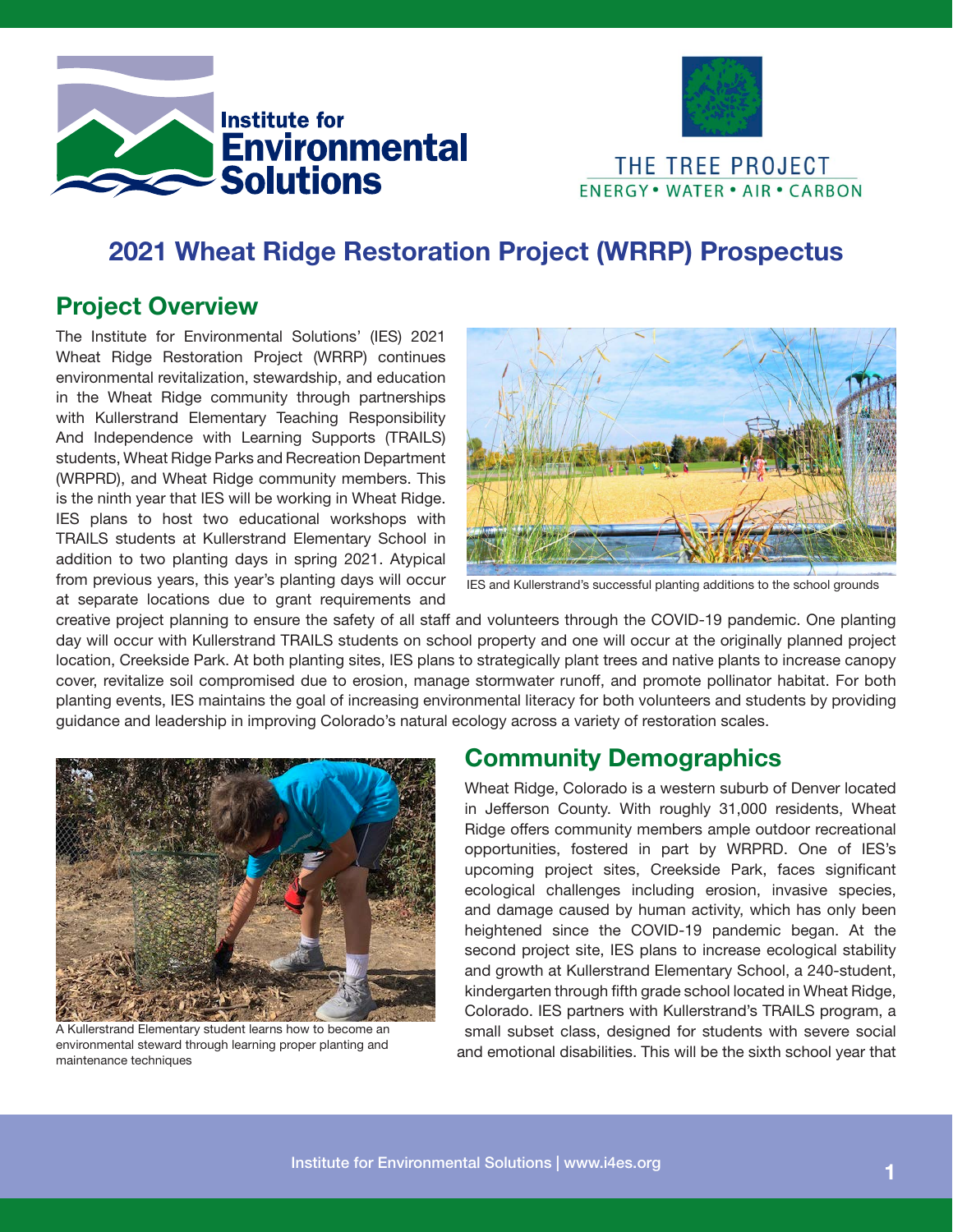# 2021 Wheat Ridge Restoration Project (WRRP) Prospectus

## Project Overview

The Institute for Environmental Solutions' (IES) 2021 Wheat Ridge Restoration Project (WRRP) continues environmental revitalization, stewardship, and education in the Wheat Ridge community through partnerships with Kullerstrand Elementary Teaching Responsibility And Independence with Learning Supports (TRAILS) students, Wheat Ridge Parks and Recreation Department (WRPRD), and Wheat Ridge community members. This is the ninth year that IES will be working in Wheat Ridge. IES plans to host two educational workshops with TRAILS students at Kullerstrand Elementary School in addition to two planting days in spring 2021. Atypical from previous years, this year's planting days will occur at separate locations due to grant requirements and creative project planning to ensure the safety of all staff and volunteers through the COVID-19 pandemic. One planting day will occur with Kullerstrand TRAILS students on school property and one will occur at the originally planned project location, Creekside Park. At both planting sites, IES plans to strategically plant trees and native plants to increase canopy cover, revitalize soil compromised due to erosion, manage stormwater runoff, and promote pollinator habitat. For both planting events, IES maintains the goal of increasing environmental literacy for both volunteers and students by providing guidance and leadership in improving Colorado's natural ecology across a variety of restoration scales.

IES and Kullerstrand's successful planting additions to the school grounds

A Kullerstrand Elementary student learns how to become an environmental steward through learning proper planting and maintenance techniques

## Community Demographics

Wheat Ridge, Colorado is a western suburb of Denver located in Jefferson County. With roughly 31,000 residents, Wheat Ridge offers community members ample outdoor recreational opportunities, fostered in part by WRPRD. One of IES's upcoming project sites, Creekside Park, faces significant ecological challenges including erosion, invasive species, and damage caused by human activity, which has only been heightened since the COVID-19 pandemic began. At the second project site, IES plans to increase ecological stability and growth at Kullerstrand Elementary School, a 240-student, kindergarten through fifth grade school located in Wheat Ridge, Colorado. IES partners with Kullerstrand's TRAILS program, a small subset class, designed for students with severe social and emotional disabilities. This will be the sixth school year that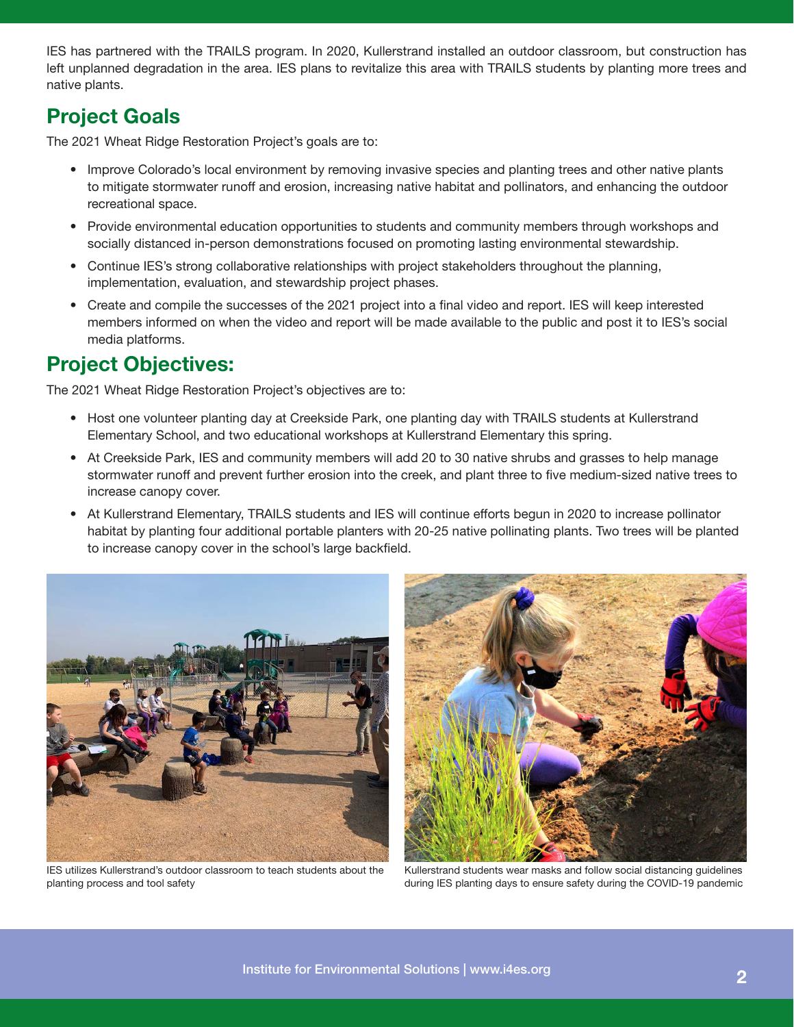IES has partnered with the TRAILS program. In 2020, Kullerstrand installed an outdoor classroom, but construction has left unplanned degradation in the area. IES plans to revitalize this area with TRAILS students by planting more trees and native plants.

## Project Goals

The 2021 Wheat Ridge Restoration Project's goals are to:

- Improve Colorado's local environment by removing invasive species and planting trees and other native plants to mitigate stormwater runoff and erosion, increasing native habitat and pollinators, and enhancing the outdoor recreational space.
- Provide environmental education opportunities to students and community members through workshops and socially distanced in-person demonstrations focused on promoting lasting environmental stewardship.
- Continue IES's strong collaborative relationships with project stakeholders throughout the planning, implementation, evaluation, and stewardship project phases.
- Create and compile the successes of the 2021 project into a final video and report. IES will keep interested members informed on when the video and report will be made available to the public and post it to IES's social media platforms.

## Project Objectives:

The 2021 Wheat Ridge Restoration Project's objectives are to:

- Host one volunteer planting day at Creekside Park, one planting day with TRAILS students at Kullerstrand Elementary School, and two educational workshops at Kullerstrand Elementary this spring.
- At Creekside Park, IES and community members will add 20 to 30 native shrubs and grasses to help manage stormwater runoff and prevent further erosion into the creek, and plant three to five medium-sized native trees to increase canopy cover.
- At Kullerstrand Elementary, TRAILS students and IES will continue efforts begun in 2020 to increase pollinator habitat by planting four additional portable planters with 20-25 native pollinating plants. Two trees will be planted to increase canopy cover in the school's large backfield.

IES utilizes Kullerstrand's outdoor classroom to teach students about the planting process and tool safety

Kullerstrand students wear masks and follow social distancing guidelines during IES planting days to ensure safety during the COVID-19 pandemic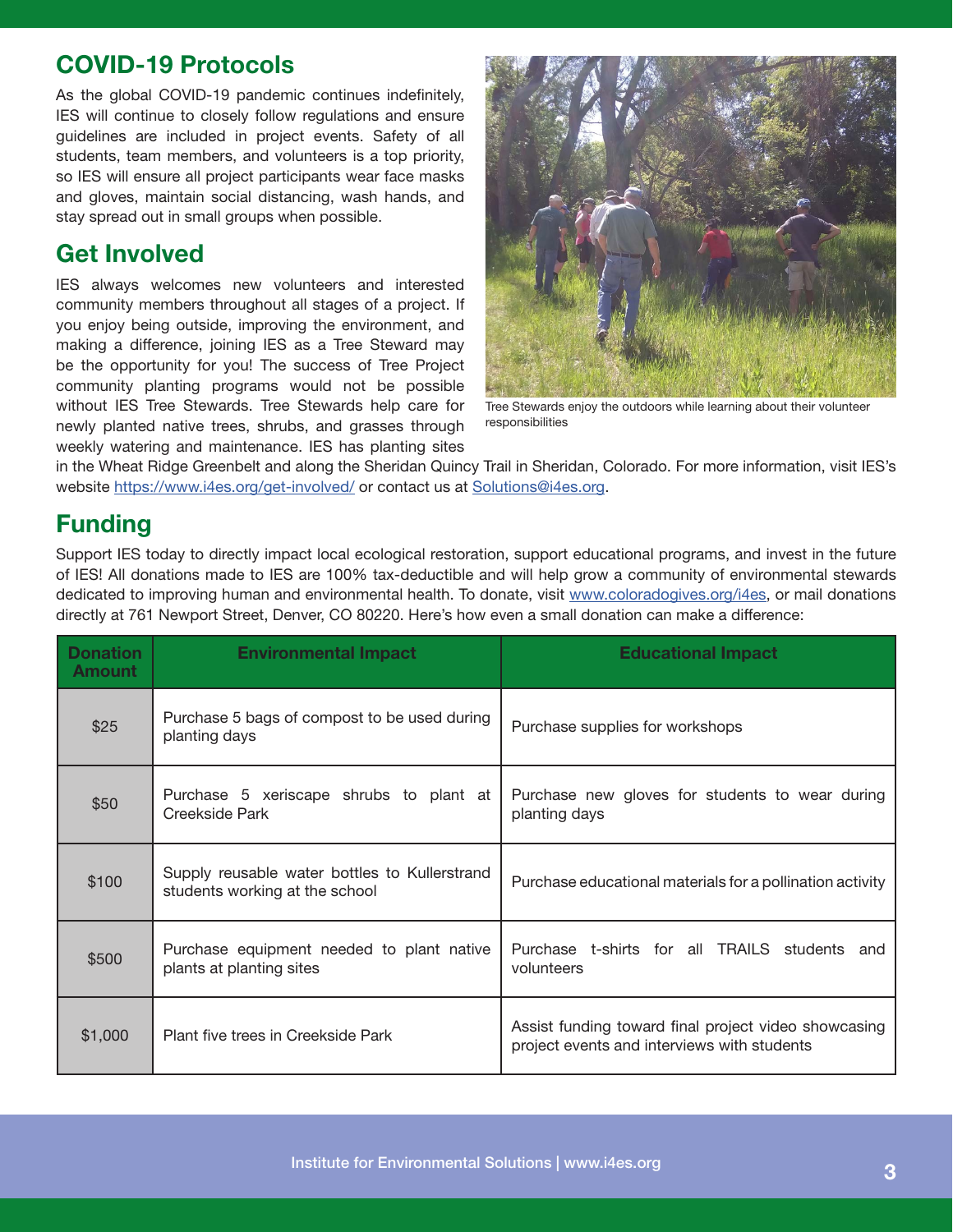## COVID-19 Protocols

As the global COVID-19 pandemic continues indefinitely, IES will continue to closely follow regulations and ensure guidelines are included in project events. Safety of all students, team members, and volunteers is a top priority, so IES will ensure all project participants wear face masks and gloves, maintain social distancing, wash hands, and stay spread out in small groups when possible.

## Get Involved

IES always welcomes new volunteers and interested community members throughout all stages of a project. If you enjoy being outside, improving the environment, and making a difference, joining IES as a Tree Steward may be the opportunity for you! The success of Tree Project community planting programs would not be possible without IES Tree Stewards. Tree Stewards help care for newly planted native trees, shrubs, and grasses through weekly watering and maintenance. IES has planting sites in the Wheat Ridge Greenbelt and along the Sheridan Quincy Trail in Sheridan, Colorado. For more information, visit IES's website https://www.i4es.org/get-involved/ or contact us at Solutions@i4es.org.

Tree Stewards enjoy the outdoors while learning about their volunteer responsibilities

## Funding

Support IES today to directly impact local ecological restoration, support educational programs, and invest in the future of IES! All donations made to IES are 100% tax-deductible and will help grow a community of environmental stewards dedicated to improving human and environmental health. To donate, visit www.coloradogives.org/i4es, or mail donations directly at 761 Newport Street, Denver, CO 80220. Here's how even a small donation can make a difference:

| Donation Amount | Environmental Impact | Educational Impact |
|---|---|---|
| $25 | Purchase 5 bags of compost to be used during planting days | Purchase supplies for workshops |
| $50 | Purchase 5 xeriscape shrubs to plant at Creekside Park | Purchase new gloves for students to wear during planting days |
| $100 | Supply reusable water bottles to Kullerstrand students working at the school | Purchase educational materials for a pollination activity |
| $500 | Purchase equipment needed to plant native plants at planting sites | Purchase t-shirts for all TRAILS students and volunteers |
| $1,000 | Plant five trees in Creekside Park | Assist funding toward final project video showcasing project events and interviews with students |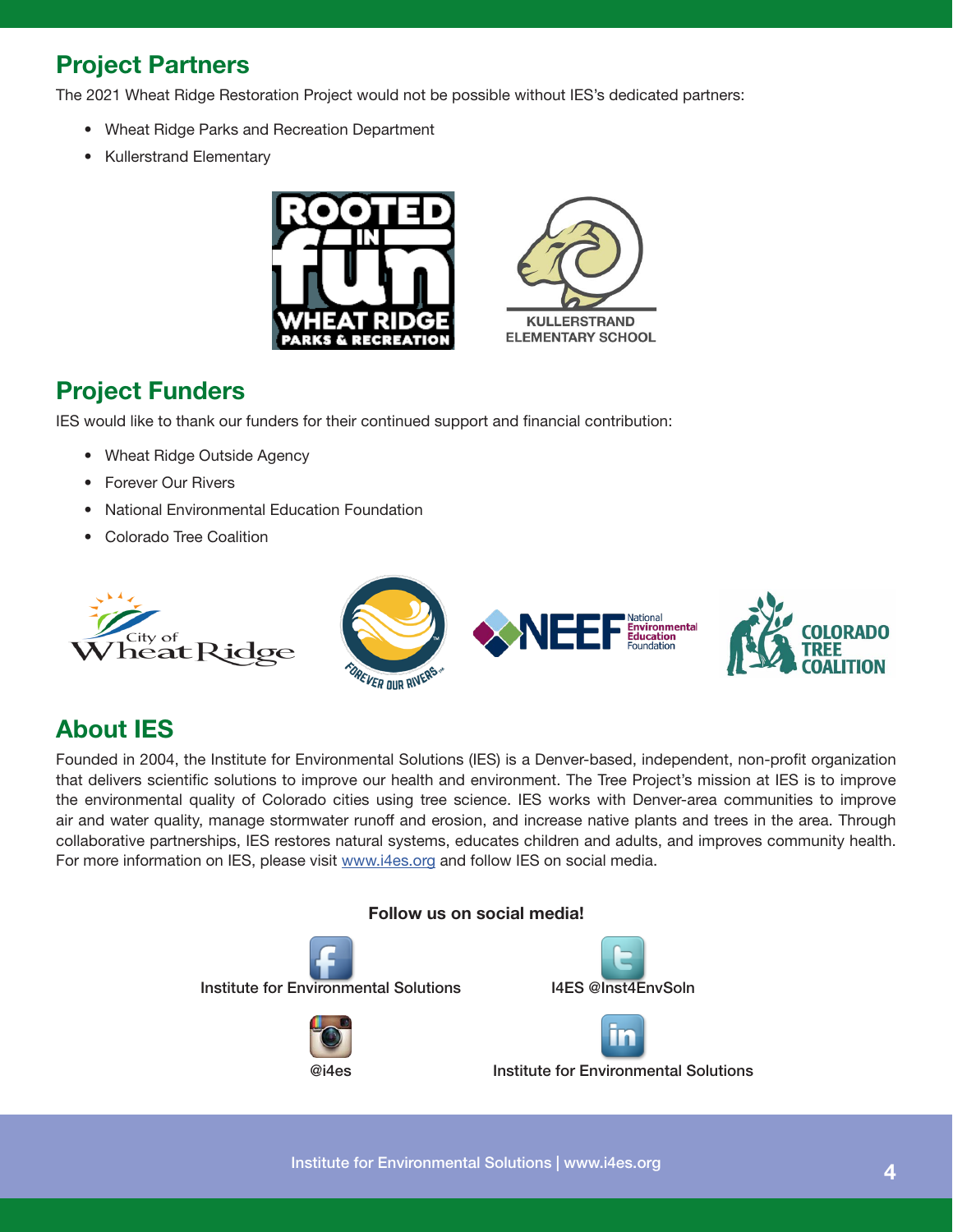## Project Partners

The 2021 Wheat Ridge Restoration Project would not be possible without IES's dedicated partners:

- Wheat Ridge Parks and Recreation Department
- Kullerstrand Elementary

## Project Funders

IES would like to thank our funders for their continued support and financial contribution:

- Wheat Ridge Outside Agency
- Forever Our Rivers
- National Environmental Education Foundation
- Colorado Tree Coalition

## About IES

Founded in 2004, the Institute for Environmental Solutions (IES) is a Denver-based, independent, non-profit organization that delivers scientific solutions to improve our health and environment. The Tree Project's mission at IES is to improve the environmental quality of Colorado cities using tree science. IES works with Denver-area communities to improve air and water quality, manage stormwater runoff and erosion, and increase native plants and trees in the area. Through collaborative partnerships, IES restores natural systems, educates children and adults, and improves community health. For more information on IES, please visit www.i4es.org and follow IES on social media.

**Follow us on social media!**

Institute for Environmental Solutions

I4ES @Inst4EnvSoln

@i4es

Institute for Environmental Solutions